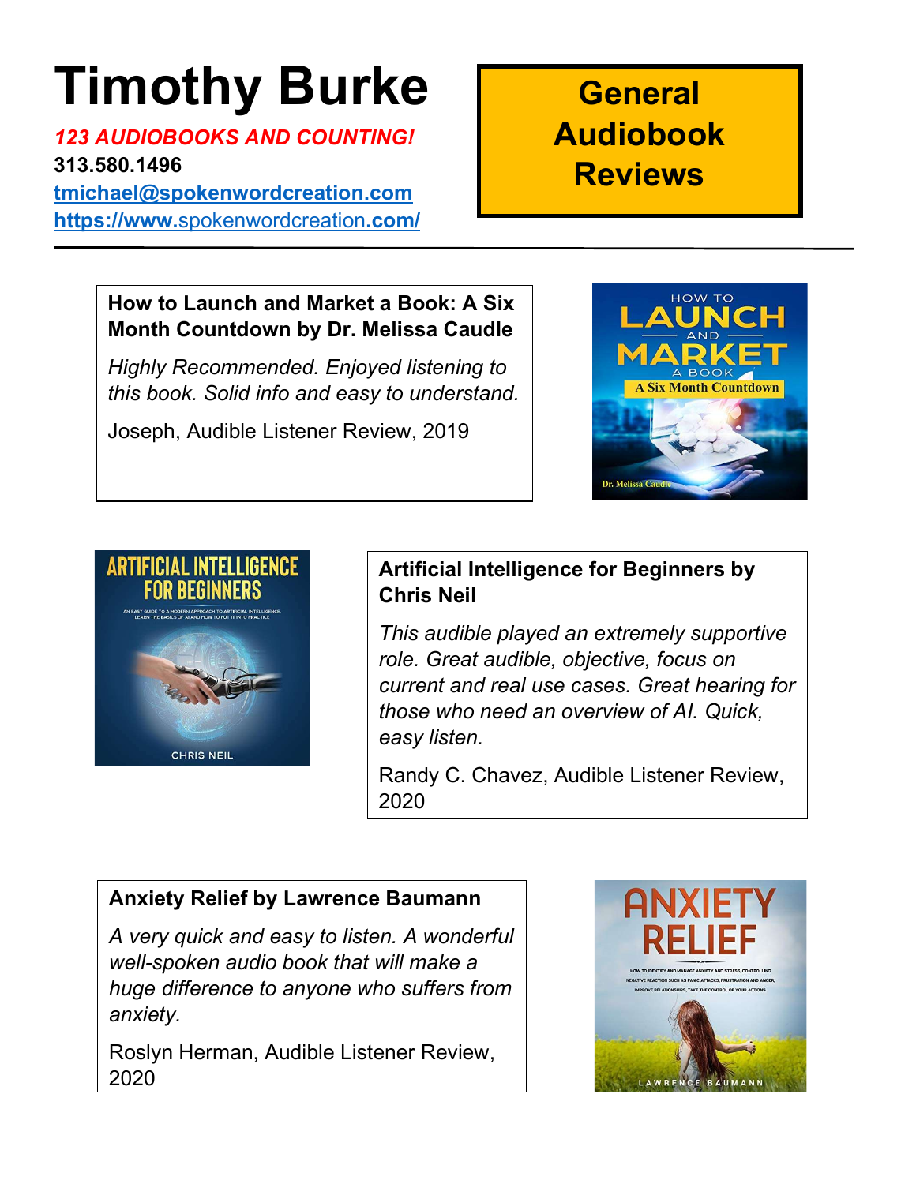# Timothy Burke

*123 AUDIOBOOKS AND COUNTING!*

**313.580.1496**

**tmichael@spokenwordcreation.com**

**https://www.spokenwordcreation.com/**

## General Audiobook Reviews

---

**How to Launch and Market a Book: A Six Month Countdown by Dr. Melissa Caudle**

*Highly Recommended. Enjoyed listening to this book. Solid info and easy to understand.*

Joseph, Audible Listener Review, 2019

**Artificial Intelligence for Beginners by Chris Neil**

*This audible played an extremely supportive role. Great audible, objective, focus on current and real use cases. Great hearing for those who need an overview of AI. Quick, easy listen.*

Randy C. Chavez, Audible Listener Review, 2020

**Anxiety Relief by Lawrence Baumann**

*A very quick and easy to listen. A wonderful well-spoken audio book that will make a huge difference to anyone who suffers from anxiety.*

Roslyn Herman, Audible Listener Review, 2020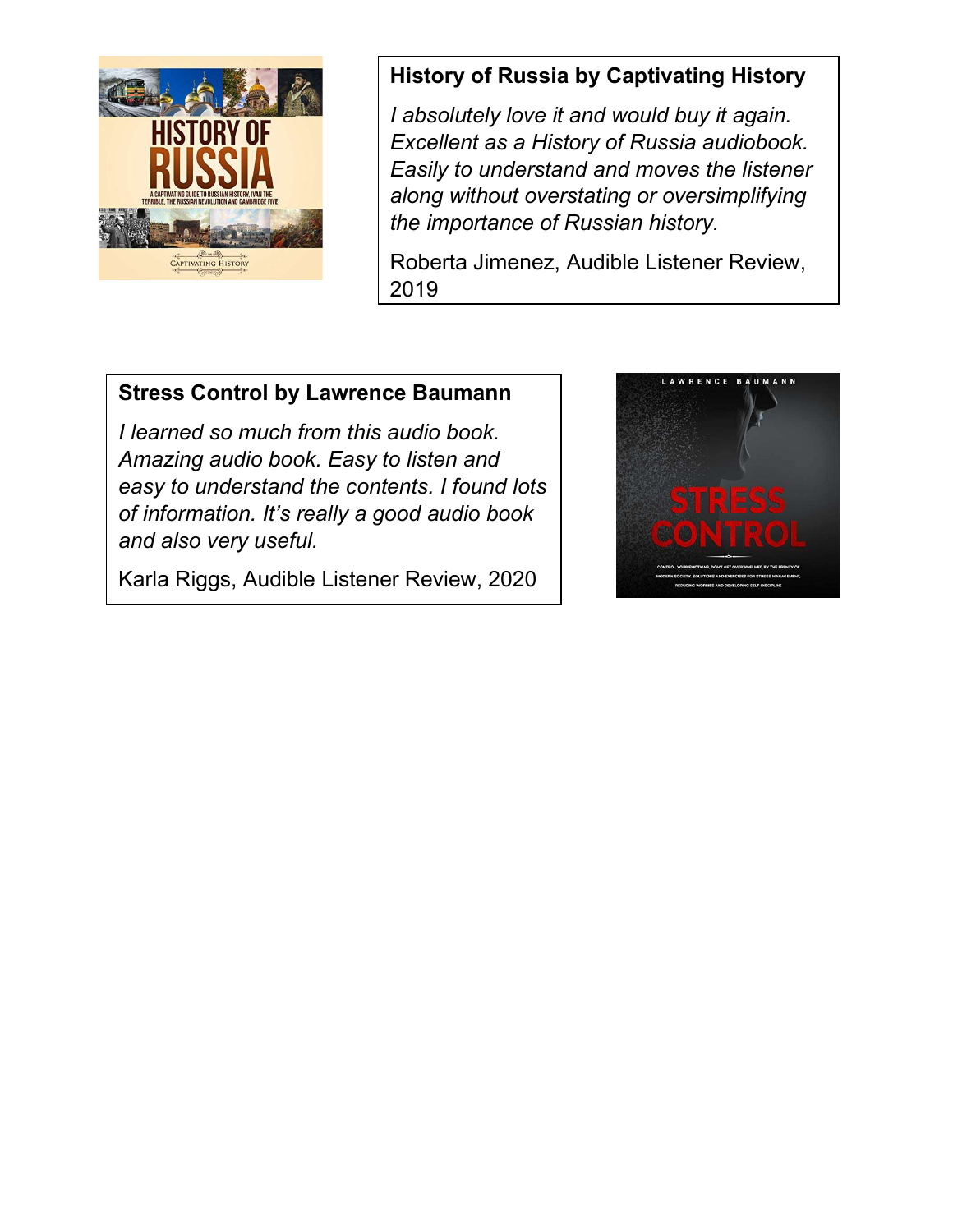**History of Russia by Captivating History**

*I absolutely love it and would buy it again. Excellent as a History of Russia audiobook. Easily to understand and moves the listener along without overstating or oversimplifying the importance of Russian history.*

Roberta Jimenez, Audible Listener Review, 2019

**Stress Control by Lawrence Baumann**

*I learned so much from this audio book. Amazing audio book. Easy to listen and easy to understand the contents. I found lots of information. It's really a good audio book and also very useful.*

Karla Riggs, Audible Listener Review, 2020